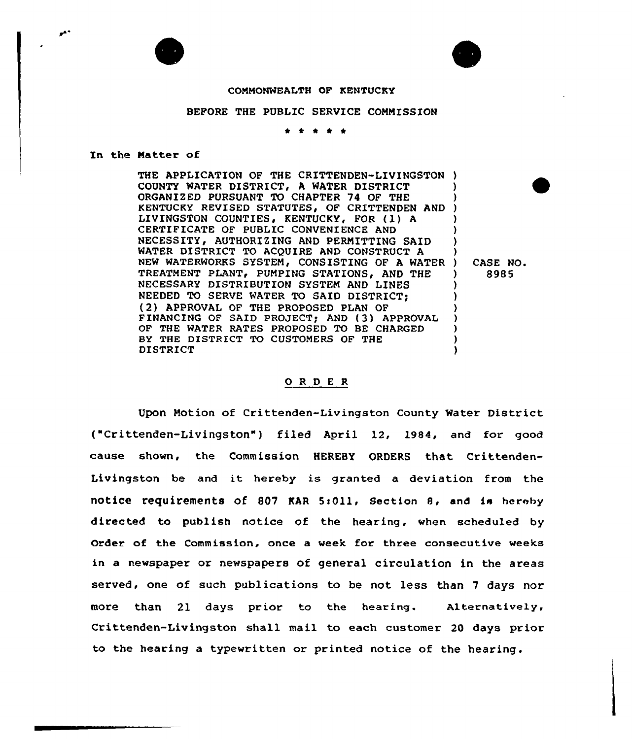COMMONWEALTH OF KENTUCKY

BEFORE THE PUBLIC SERVICE COMMISSION

\* \* \* \* \*

In the Matter of

THE APPLICATION OF THE CRITTENDEN-LIVINGSTON COUNTY WATER DISTRICT, A WATER DISTRICT ORGANIZED PURSUANT TO CHAPTER 74 OF THE KENTUCKY REVISED STATUTES, OF CRITTENDEN AND LIVINGSTON COUNTIES, KENTUCKY, FOR (1) A CERTIFICATE OF PUBLIC CONVENIENCE AND NECESSITY, AUTHORIZING AND PERMITTING SAID WATER DISTRICT TO ACQUIRE AND CONSTRUCT A NEW WATERWORKS SYSTEM, CONSISTING OF A WATER TREATMENT PLANT, PUMPING STATIONS, AND THE NECESSARY DISTRIBUTION SYSTEM AND LINES NEEDED TO SERVE WATER TO SAID DISTRICT; (2) APPROVAL OF THE PROPOSED PLAN OF FINANCING OF SAID PROJECT; AND (3) APPROVAL OF THE WATER RATES PROPOSED TO BE CHARGED BY THE DISTRICT TO CUSTOMERS OF THE DISTRICT

CASE NO. 8985

O R D E R

Upon Motion of Crittenden-Livingston County Water District ("Crittenden-Livingston") filed April 12, 1984, and for good cause shown, the Commission HEREBY ORDERS that Crittenden-Livingston be and it hereby is granted a deviation from the notice requirements of 807 KAR 5:011, Section 8, and is hereby directed to publish notice of the hearing, when scheduled by Order of the Commission, once a week for three consecutive weeks in a newspaper or newspapers of general circulation in the areas served, one of such publications to be not less than 7 days nor more than 21 days prior to the hearing. Alternatively, Crittenden-Livingston shall mail to each customer 20 days prior to the hearing a typewritten or printed notice of the hearing.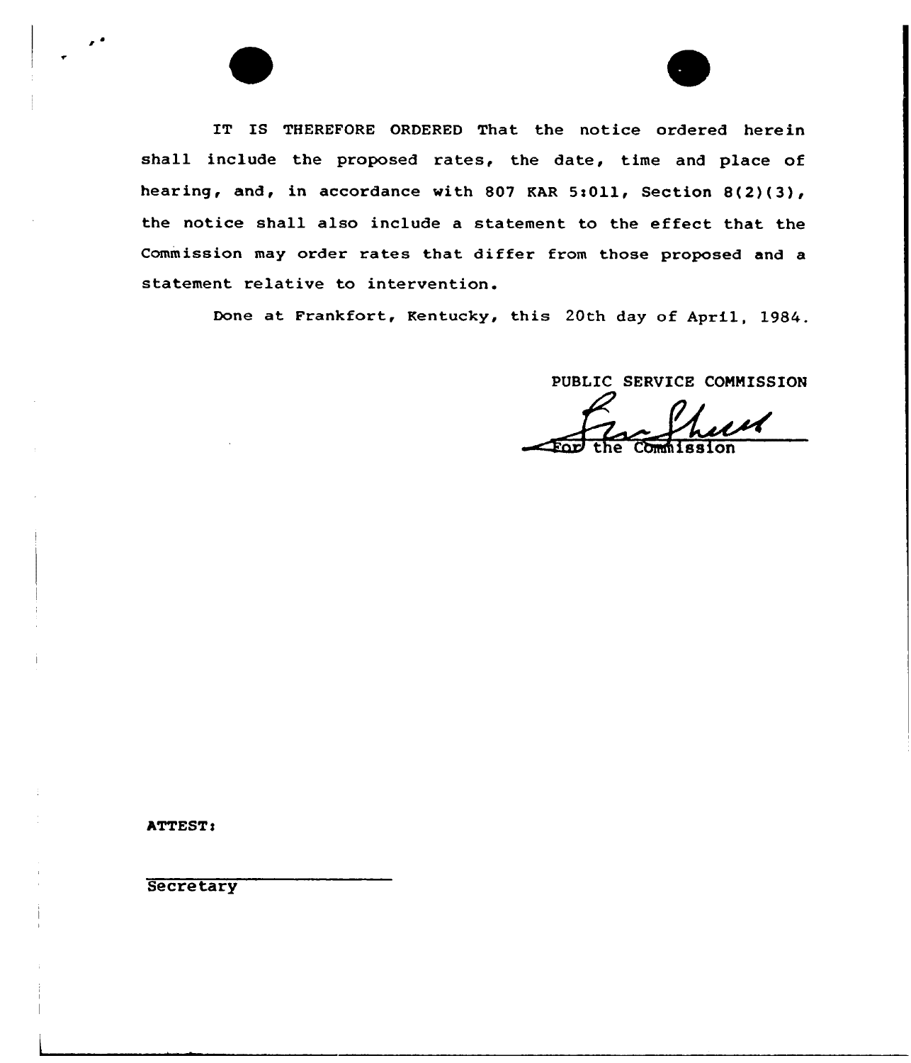IT IS THEREFORE ORDERED That the notice ordered herein shall include the proposed rates, the date, time and place of hearing, and, in accordance with 807 KAR 5:011, Section 8(2)(3), the notice shall also include a statement to the effect that the Commission may order rates that differ from those proposed and a statement relative to intervention.

Done at Frankfort, Kentucky, this 20th day of April, 1984.

PUBLIC SERVICE COMMISSION

For the Commission

ATTEST:

Secretary